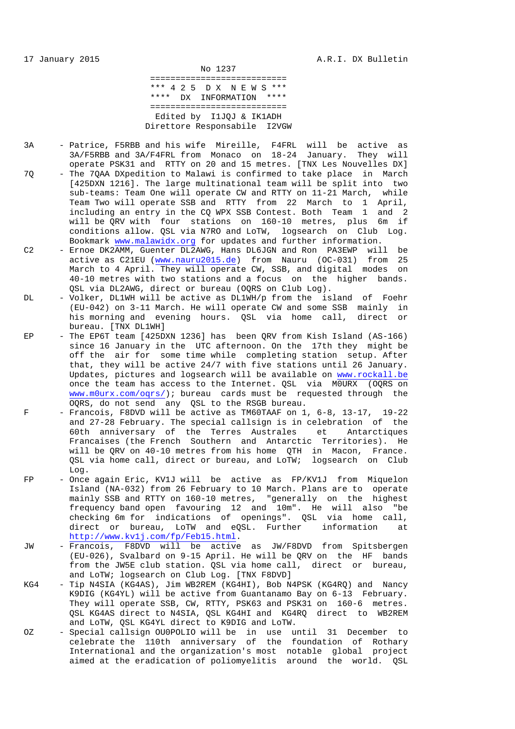17 January 2015 A.R.I. DX Bulletin

No 1237

*** 4 2 5 D X N E W S ***

**** DX INFORMATION ****

Edited by I1JQJ & IK1ADH

Direttore Responsabile I2VGW

3A - Patrice, F5RBB and his wife Mireille, F4FRL will be active as 3A/F5RBB and 3A/F4FRL from Monaco on 18-24 January. They will operate PSK31 and RTTY on 20 and 15 metres. [TNX Les Nouvelles DX]

7Q - The 7QAA DXpedition to Malawi is confirmed to take place in March [425DXN 1216]. The large multinational team will be split into two sub-teams: Team One will operate CW and RTTY on 11-21 March, while Team Two will operate SSB and RTTY from 22 March to 1 April, including an entry in the CQ WPX SSB Contest. Both Team 1 and 2 will be QRV with four stations on 160-10 metres, plus 6m if conditions allow. QSL via N7RO and LoTW, logsearch on Club Log. Bookmark www.malawidx.org for updates and further information.

C2 - Ernoe DK2AMM, Guenter DL2AWG, Hans DL6JGN and Ron PA3EWP will be active as C21EU (www.nauru2015.de) from Nauru (OC-031) from 25 March to 4 April. They will operate CW, SSB, and digital modes on 40-10 metres with two stations and a focus on the higher bands. QSL via DL2AWG, direct or bureau (OQRS on Club Log).

DL - Volker, DL1WH will be active as DL1WH/p from the island of Foehr (EU-042) on 3-11 March. He will operate CW and some SSB mainly in his morning and evening hours. QSL via home call, direct or bureau. [TNX DL1WH]

EP - The EP6T team [425DXN 1236] has been QRV from Kish Island (AS-166) since 16 January in the UTC afternoon. On the 17th they might be off the air for some time while completing station setup. After that, they will be active 24/7 with five stations until 26 January. Updates, pictures and logsearch will be available on www.rockall.be once the team has access to the Internet. QSL via M0URX (OQRS on www.m0urx.com/oqrs/); bureau cards must be requested through the OQRS, do not send any QSL to the RSGB bureau.

F - Francois, F8DVD will be active as TM60TAAF on 1, 6-8, 13-17, 19-22 and 27-28 February. The special callsign is in celebration of the 60th anniversary of the Terres Australes et Antarctiques Francaises (the French Southern and Antarctic Territories). He will be QRV on 40-10 metres from his home QTH in Macon, France. QSL via home call, direct or bureau, and LoTW; logsearch on Club Log.

FP - Once again Eric, KV1J will be active as FP/KV1J from Miquelon Island (NA-032) from 26 February to 10 March. Plans are to operate mainly SSB and RTTY on 160-10 metres, "generally on the highest frequency band open favouring 12 and 10m". He will also "be checking 6m for indications of openings". QSL via home call, direct or bureau, LoTW and eQSL. Further information at http://www.kv1j.com/fp/Feb15.html.

JW - Francois, F8DVD will be active as JW/F8DVD from Spitsbergen (EU-026), Svalbard on 9-15 April. He will be QRV on the HF bands from the JW5E club station. QSL via home call, direct or bureau, and LoTW; logsearch on Club Log. [TNX F8DVD]

KG4 - Tip N4SIA (KG4AS), Jim WB2REM (KG4HI), Bob N4PSK (KG4RQ) and Nancy K9DIG (KG4YL) will be active from Guantanamo Bay on 6-13 February. They will operate SSB, CW, RTTY, PSK63 and PSK31 on 160-6 metres. QSL KG4AS direct to N4SIA, QSL KG4HI and KG4RQ direct to WB2REM and LoTW, QSL KG4YL direct to K9DIG and LoTW.

OZ - Special callsign OU0POLIO will be in use until 31 December to celebrate the 110th anniversary of the foundation of Rothary International and the organization's most notable global project aimed at the eradication of poliomyelitis around the world. QSL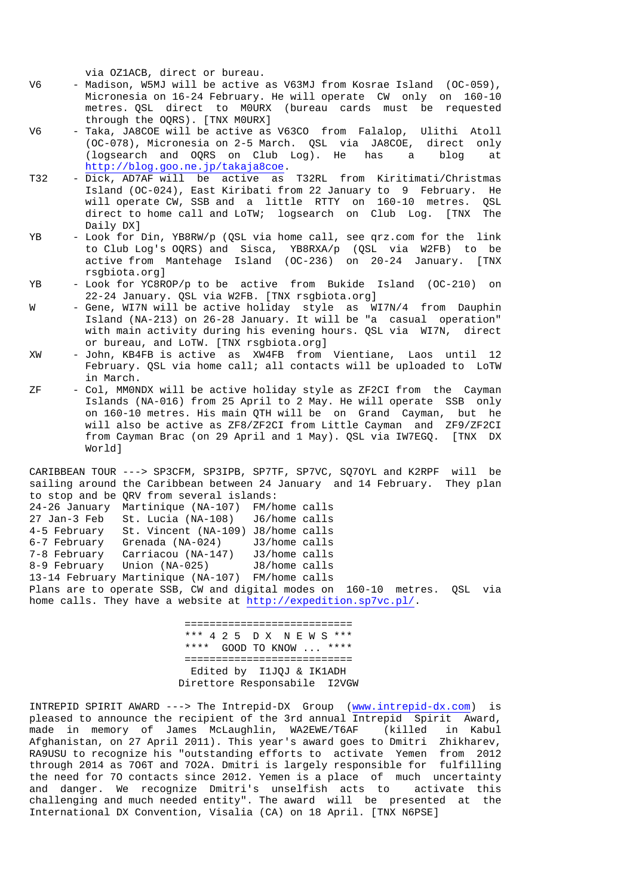via OZ1ACB, direct or bureau.

V6 - Madison, W5MJ will be active as V63MJ from Kosrae Island (OC-059), Micronesia on 16-24 February. He will operate CW only on 160-10 metres. QSL direct to M0URX (bureau cards must be requested through the OQRS). [TNX M0URX]

V6 - Taka, JA8COE will be active as V63CO from Falalop, Ulithi Atoll (OC-078), Micronesia on 2-5 March. QSL via JA8COE, direct only (logsearch and OQRS on Club Log). He has a blog at http://blog.goo.ne.jp/takaja8coe.

T32 - Dick, AD7AF will be active as T32RL from Kiritimati/Christmas Island (OC-024), East Kiribati from 22 January to 9 February. He will operate CW, SSB and a little RTTY on 160-10 metres. QSL direct to home call and LoTW; logsearch on Club Log. [TNX The Daily DX]

YB - Look for Din, YB8RW/p (QSL via home call, see qrz.com for the link to Club Log's OQRS) and Sisca, YB8RXA/p (QSL via W2FB) to be active from Mantehage Island (OC-236) on 20-24 January. [TNX rsgbiota.org]

YB - Look for YC8ROP/p to be active from Bukide Island (OC-210) on 22-24 January. QSL via W2FB. [TNX rsgbiota.org]

W - Gene, WI7N will be active holiday style as WI7N/4 from Dauphin Island (NA-213) on 26-28 January. It will be "a casual operation" with main activity during his evening hours. QSL via WI7N, direct or bureau, and LoTW. [TNX rsgbiota.org]

XW - John, KB4FB is active as XW4FB from Vientiane, Laos until 12 February. QSL via home call; all contacts will be uploaded to LoTW in March.

ZF - Col, MM0NDX will be active holiday style as ZF2CI from the Cayman Islands (NA-016) from 25 April to 2 May. He will operate SSB only on 160-10 metres. His main QTH will be on Grand Cayman, but he will also be active as ZF8/ZF2CI from Little Cayman and ZF9/ZF2CI from Cayman Brac (on 29 April and 1 May). QSL via IW7EGQ. [TNX DX World]

CARIBBEAN TOUR ---> SP3CFM, SP3IPB, SP7TF, SP7VC, SQ7OYL and K2RPF will be sailing around the Caribbean between 24 January and 14 February. They plan to stop and be QRV from several islands:

| | | |
|---|---|---|
| 24-26 January | Martinique (NA-107) | FM/home calls |
| 27 Jan-3 Feb | St. Lucia (NA-108) | J6/home calls |
| 4-5 February | St. Vincent (NA-109) | J8/home calls |
| 6-7 February | Grenada (NA-024) | J3/home calls |
| 7-8 February | Carriacou (NA-147) | J3/home calls |
| 8-9 February | Union (NA-025) | J8/home calls |
| 13-14 February | Martinique (NA-107) | FM/home calls |

Plans are to operate SSB, CW and digital modes on 160-10 metres. QSL via home calls. They have a website at http://expedition.sp7vc.pl/.

## *** 4 2 5 D X N E W S ***
## **** GOOD TO KNOW ... ****

Edited by I1JQJ & IK1ADH
Direttore Responsabile I2VGW

INTREPID SPIRIT AWARD ---> The Intrepid-DX Group (www.intrepid-dx.com) is pleased to announce the recipient of the 3rd annual Intrepid Spirit Award, made in memory of James McLaughlin, WA2EWE/T6AF (killed in Kabul Afghanistan, on 27 April 2011). This year's award goes to Dmitri Zhikharev, RA9USU to recognize his "outstanding efforts to activate Yemen from 2012 through 2014 as 7O6T and 7O2A. Dmitri is largely responsible for fulfilling the need for 7O contacts since 2012. Yemen is a place of much uncertainty and danger. We recognize Dmitri's unselfish acts to activate this challenging and much needed entity". The award will be presented at the International DX Convention, Visalia (CA) on 18 April. [TNX N6PSE]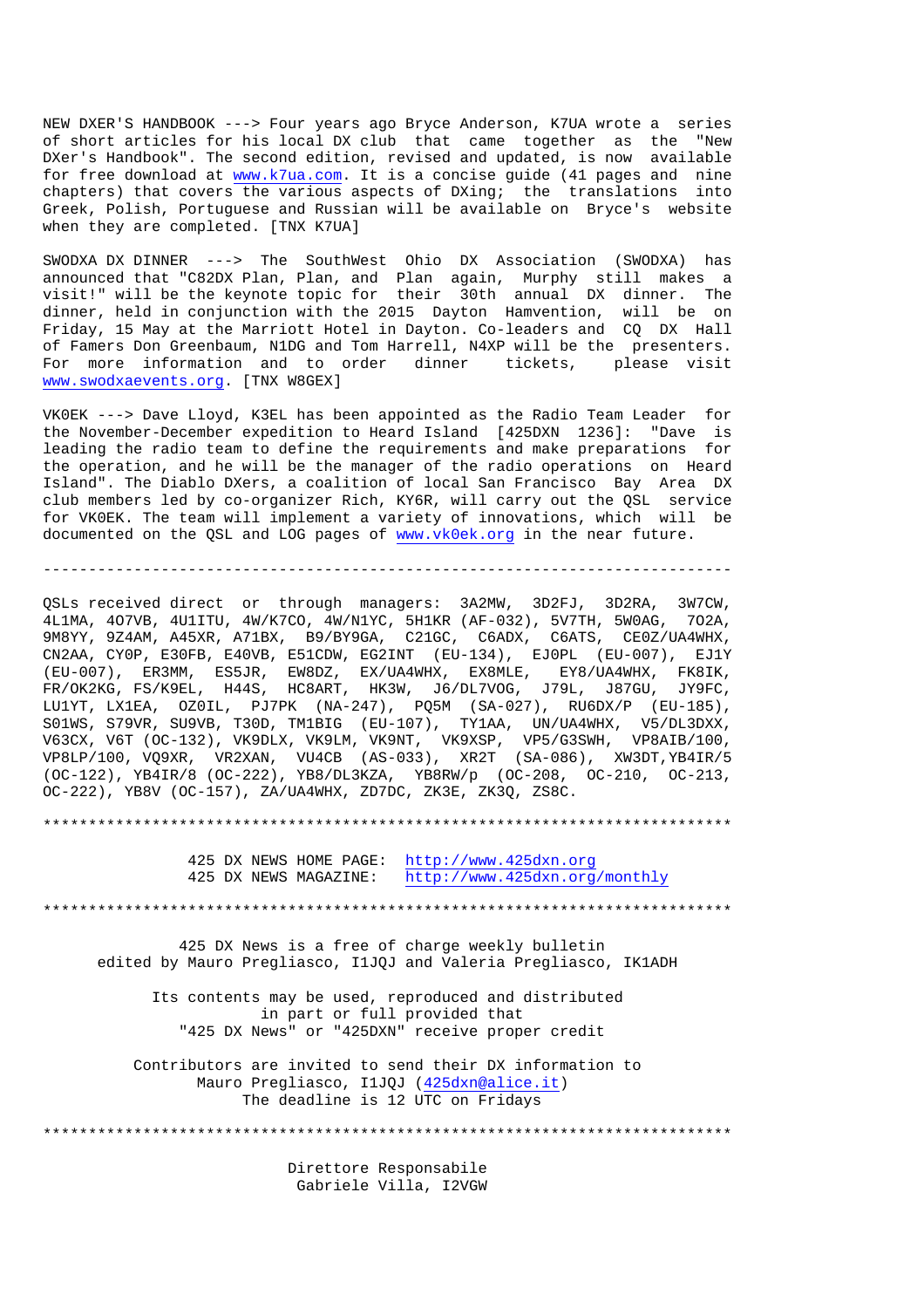NEW DXER'S HANDBOOK ---> Four years ago Bryce Anderson, K7UA wrote a series of short articles for his local DX club that came together as the "New DXer's Handbook". The second edition, revised and updated, is now available for free download at www.k7ua.com. It is a concise guide (41 pages and nine chapters) that covers the various aspects of DXing; the translations into Greek, Polish, Portuguese and Russian will be available on Bryce's website when they are completed. [TNX K7UA]

SWODXA DX DINNER ---> The SouthWest Ohio DX Association (SWODXA) has announced that "C82DX Plan, Plan, and Plan again, Murphy still makes a visit!" will be the keynote topic for their 30th annual DX dinner. The dinner, held in conjunction with the 2015 Dayton Hamvention, will be on Friday, 15 May at the Marriott Hotel in Dayton. Co-leaders and CQ DX Hall of Famers Don Greenbaum, N1DG and Tom Harrell, N4XP will be the presenters. For more information and to order dinner tickets, please visit www.swodxaevents.org. [TNX W8GEX]

VK0EK ---> Dave Lloyd, K3EL has been appointed as the Radio Team Leader for the November-December expedition to Heard Island [425DXN 1236]: "Dave is leading the radio team to define the requirements and make preparations for the operation, and he will be the manager of the radio operations on Heard Island". The Diablo DXers, a coalition of local San Francisco Bay Area DX club members led by co-organizer Rich, KY6R, will carry out the QSL service for VK0EK. The team will implement a variety of innovations, which will be documented on the QSL and LOG pages of www.vk0ek.org in the near future.

---

QSLs received direct or through managers: 3A2MW, 3D2FJ, 3D2RA, 3W7CW, 4L1MA, 4O7VB, 4U1ITU, 4W/K7CO, 4W/N1YC, 5H1KR (AF-032), 5V7TH, 5W0AG, 7O2A, 9M8YY, 9Z4AM, A45XR, A71BX, B9/BY9GA, C21GC, C6ADX, C6ATS, CE0Z/UA4WHX, CN2AA, CY0P, E30FB, E40VB, E51CDW, EG2INT (EU-134), EJ0PL (EU-007), EJ1Y (EU-007), ER3MM, ES5JR, EW8DZ, EX/UA4WHX, EX8MLE, EY8/UA4WHX, FK8IK, FR/OK2KG, FS/K9EL, H44S, HC8ART, HK3W, J6/DL7VOG, J79L, J87GU, JY9FC, LU1YT, LX1EA, OZ0IL, PJ7PK (NA-247), PQ5M (SA-027), RU6DX/P (EU-185), S01WS, S79VR, SU9VB, T30D, TM1BIG (EU-107), TY1AA, UN/UA4WHX, V5/DL3DXX, V63CX, V6T (OC-132), VK9DLX, VK9LM, VK9NT, VK9XSP, VP5/G3SWH, VP8AIB/100, VP8LP/100, VQ9XR, VR2XAN, VU4CB (AS-033), XR2T (SA-086), XW3DT, YB4IR/5 (OC-122), YB4IR/8 (OC-222), YB8/DL3KZA, YB8RW/p (OC-208, OC-210, OC-213, OC-222), YB8V (OC-157), ZA/UA4WHX, ZD7DC, ZK3E, ZK3Q, ZS8C.

***************************************************************************

425 DX NEWS HOME PAGE: http://www.425dxn.org
425 DX NEWS MAGAZINE: http://www.425dxn.org/monthly

***************************************************************************

425 DX News is a free of charge weekly bulletin
edited by Mauro Pregliasco, I1JQJ and Valeria Pregliasco, IK1ADH

Its contents may be used, reproduced and distributed
in part or full provided that
"425 DX News" or "425DXN" receive proper credit

Contributors are invited to send their DX information to
Mauro Pregliasco, I1JQJ (425dxn@alice.it)
The deadline is 12 UTC on Fridays

***************************************************************************

Direttore Responsabile
Gabriele Villa, I2VGW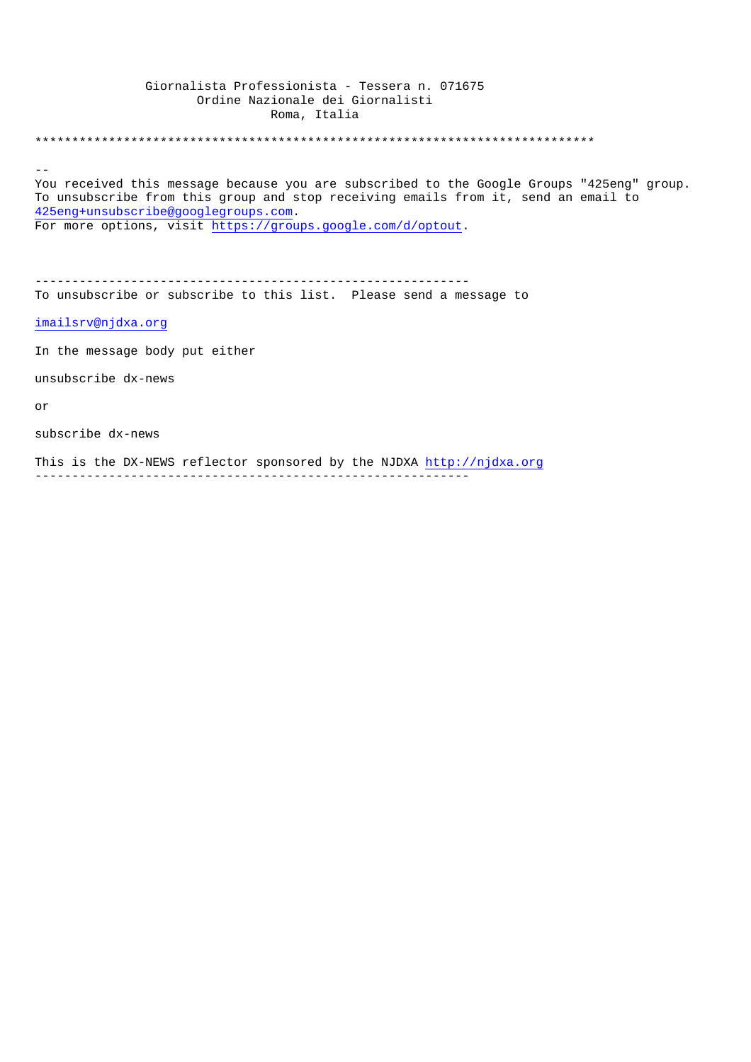Giornalista Professionista - Tessera n. 071675
Ordine Nazionale dei Giornalisti
Roma, Italia

******************************************************************************

--
You received this message because you are subscribed to the Google Groups "425eng" group.
To unsubscribe from this group and stop receiving emails from it, send an email to 425eng+unsubscribe@googlegroups.com.
For more options, visit https://groups.google.com/d/optout.

------------------------------------------------------------

To unsubscribe or subscribe to this list. Please send a message to

imailsrv@njdxa.org

In the message body put either

unsubscribe dx-news

or

subscribe dx-news

This is the DX-NEWS reflector sponsored by the NJDXA http://njdxa.org

------------------------------------------------------------